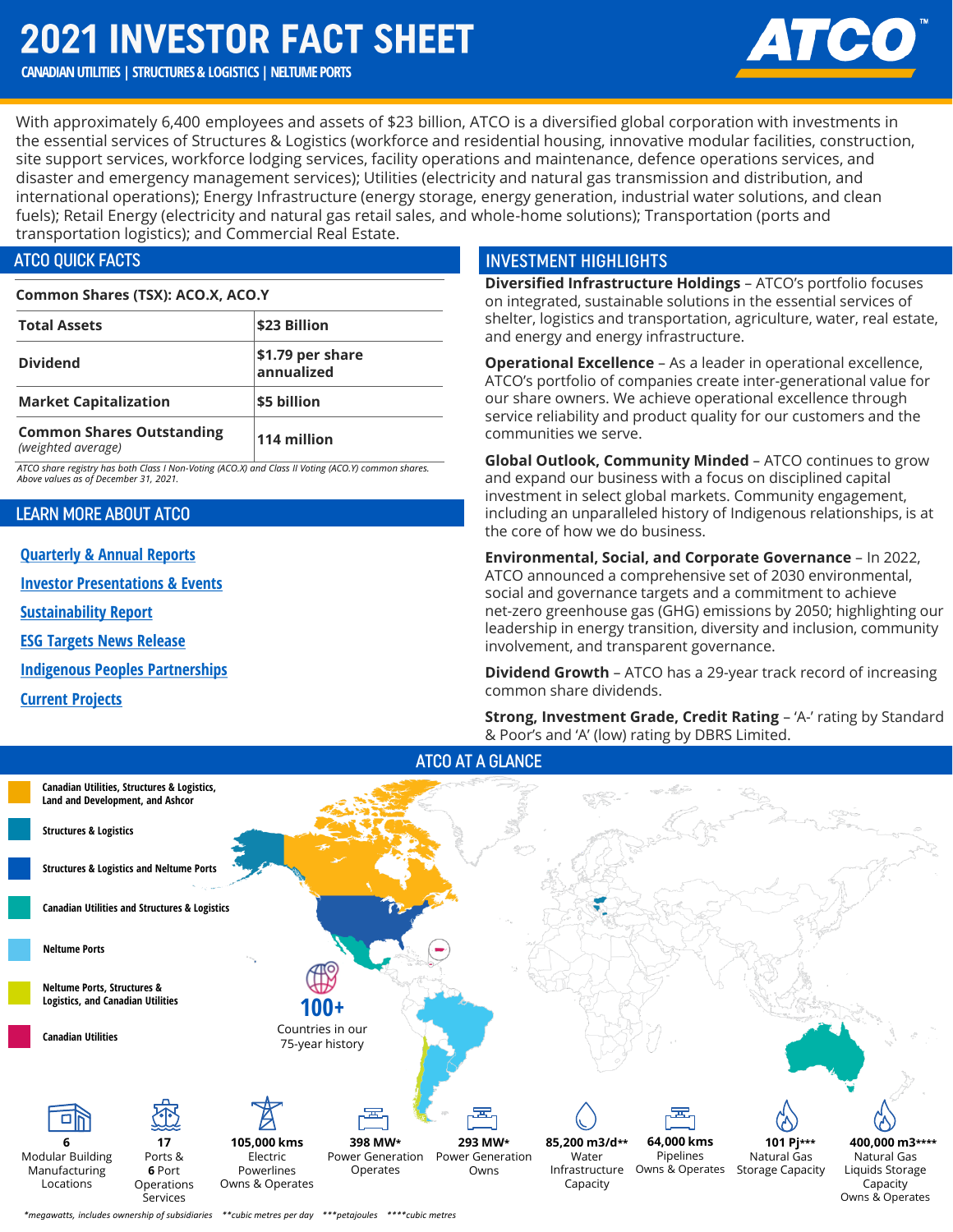# 2021 INVESTOR FACT SHEET

**CANADIAN UTILITIES | STRUCTURES & LOGISTICS | NELTUME PORTS**

ATCO™

With approximately 6,400 employees and assets of $23 billion, ATCO is a diversified global corporation with investments in the essential services of Structures & Logistics (workforce and residential housing, innovative modular facilities, construction, site support services, workforce lodging services, facility operations and maintenance, defence operations services, and disaster and emergency management services); Utilities (electricity and natural gas transmission and distribution, and international operations); Energy Infrastructure (energy storage, energy generation, industrial water solutions, and clean fuels); Retail Energy (electricity and natural gas retail sales, and whole-home solutions); Transportation (ports and transportation logistics); and Commercial Real Estate.

## ATCO QUICK FACTS

**Common Shares (TSX): ACO.X, ACO.Y**

| | |
|---|---|
| **Total Assets** | **$23 Billion** |
| **Dividend** | **$1.79 per share annualized** |
| **Market Capitalization** | **$5 billion** |
| **Common Shares Outstanding** *(weighted average)* | **114 million** |

*ATCO share registry has both Class I Non-Voting (ACO.X) and Class II Voting (ACO.Y) common shares. Above values as of December 31, 2021.*

## LEARN MORE ABOUT ATCO

- Quarterly & Annual Reports
- Investor Presentations & Events
- Sustainability Report
- ESG Targets News Release
- Indigenous Peoples Partnerships
- Current Projects

## INVESTMENT HIGHLIGHTS

**Diversified Infrastructure Holdings** – ATCO's portfolio focuses on integrated, sustainable solutions in the essential services of shelter, logistics and transportation, agriculture, water, real estate, and energy and energy infrastructure.

**Operational Excellence** – As a leader in operational excellence, ATCO's portfolio of companies create inter-generational value for our share owners. We achieve operational excellence through service reliability and product quality for our customers and the communities we serve.

**Global Outlook, Community Minded** – ATCO continues to grow and expand our business with a focus on disciplined capital investment in select global markets. Community engagement, including an unparalleled history of Indigenous relationships, is at the core of how we do business.

**Environmental, Social, and Corporate Governance** – In 2022, ATCO announced a comprehensive set of 2030 environmental, social and governance targets and a commitment to achieve net-zero greenhouse gas (GHG) emissions by 2050; highlighting our leadership in energy transition, diversity and inclusion, community involvement, and transparent governance.

**Dividend Growth** – ATCO has a 29-year track record of increasing common share dividends.

**Strong, Investment Grade, Credit Rating** – 'A-' rating by Standard & Poor's and 'A' (low) rating by DBRS Limited.

## ATCO AT A GLANCE

- Canadian Utilities, Structures & Logistics, Land and Development, and Ashcor
- Structures & Logistics
- Structures & Logistics and Neltume Ports
- Canadian Utilities and Structures & Logistics
- Neltume Ports
- Neltume Ports, Structures & Logistics, and Canadian Utilities
- Canadian Utilities

**100+** Countries in our 75-year history

- **6** Modular Building Manufacturing Locations
- **17** Ports & **6** Port Operations Services
- **105,000 kms** Electric Powerlines Owns & Operates
- **398 MW*** Power Generation Operates
- **293 MW*** Power Generation Owns
- **85,200 m3/d**** Water Infrastructure Capacity
- **64,000 kms** Pipelines Owns & Operates
- **101 Pj***** Natural Gas Storage Capacity
- **400,000 m3****** Natural Gas Liquids Storage Capacity Owns & Operates

*megawatts, includes ownership of subsidiaries **cubic metres per day ***petajoules ****cubic metres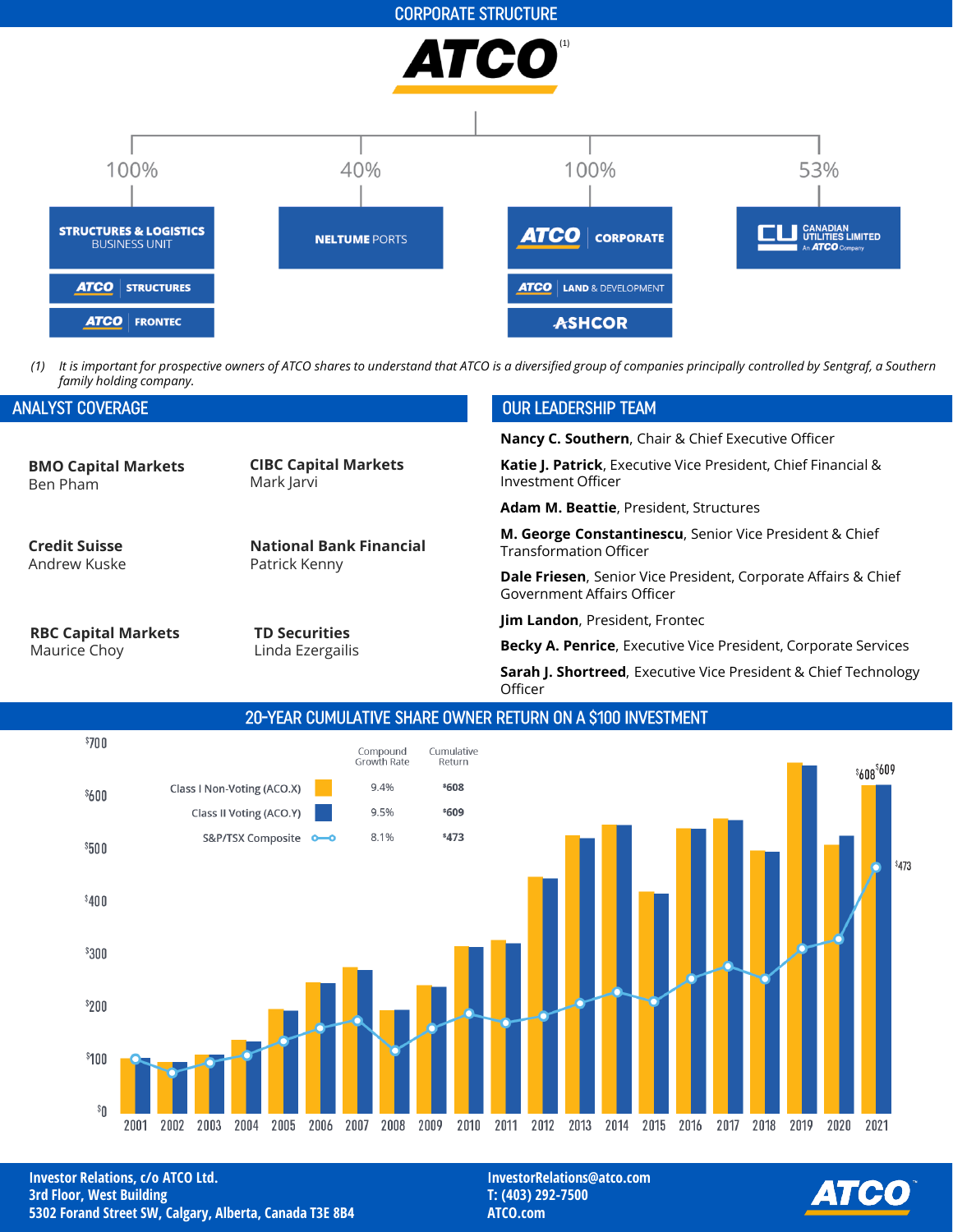## CORPORATE STRUCTURE

ATCO (1)

100%
STRUCTURES & LOGISTICS BUSINESS UNIT
ATCO STRUCTURES
ATCO FRONTEC

40%
NELTUME PORTS

100%
ATCO CORPORATE
ATCO LAND & DEVELOPMENT
ASHCOR

53%
CU CANADIAN UTILITIES LIMITED An ATCO Company

(1) *It is important for prospective owners of ATCO shares to understand that ATCO is a diversified group of companies principally controlled by Sentgraf, a Southern family holding company.*

## ANALYST COVERAGE

**BMO Capital Markets**
Ben Pham

**CIBC Capital Markets**
Mark Jarvi

**Credit Suisse**
Andrew Kuske

**National Bank Financial**
Patrick Kenny

**RBC Capital Markets**
Maurice Choy

**TD Securities**
Linda Ezergailis

## OUR LEADERSHIP TEAM

**Nancy C. Southern**, Chair & Chief Executive Officer

**Katie J. Patrick**, Executive Vice President, Chief Financial & Investment Officer

**Adam M. Beattie**, President, Structures

**M. George Constantinescu**, Senior Vice President & Chief Transformation Officer

**Dale Friesen**, Senior Vice President, Corporate Affairs & Chief Government Affairs Officer

**Jim Landon**, President, Frontec

**Becky A. Penrice**, Executive Vice President, Corporate Services

**Sarah J. Shortreed**, Executive Vice President & Chief Technology Officer

## 20-YEAR CUMULATIVE SHARE OWNER RETURN ON A $100 INVESTMENT

Compound Growth Rate / Cumulative Return

Class I Non-Voting (ACO.X) 9.4% $608

Class II Voting (ACO.Y) 9.5% $609

S&P/TSX Composite 8.1% $473

$700
$600
$500
$400
$300
$200
$100
$0

2001 2002 2003 2004 2005 2006 2007 2008 2009 2010 2011 2012 2013 2014 2015 2016 2017 2018 2019 2020 2021

$608 $609

$473

---

**Investor Relations, c/o ATCO Ltd.**
**3rd Floor, West Building**
**5302 Forand Street SW, Calgary, Alberta, Canada T3E 8B4**

**InvestorRelations@atco.com**
**T: (403) 292-7500**
**ATCO.com**